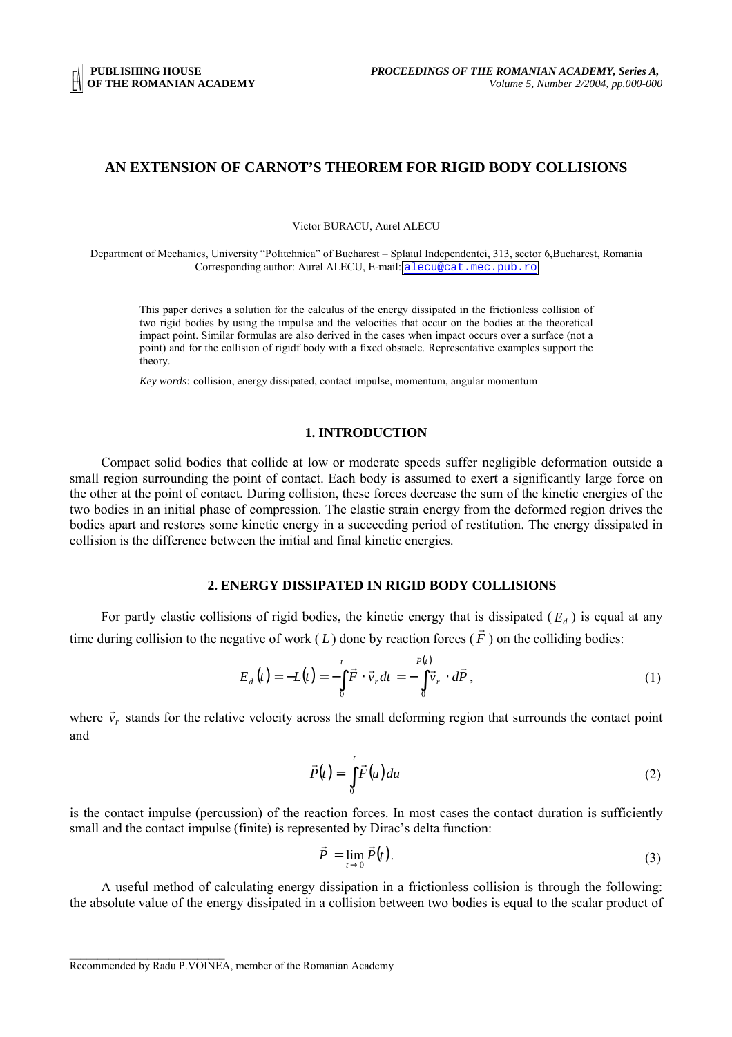# AN EXTENSION OF CARNOT'S THEOREM FOR RIGID BODY COLLISIONS

Victor BURACU, Aurel ALECU

Department of Mechanics, University "Politehnica" of Bucharest – Splaiul Independentei, 313, sector 6,Bucharest, Romania
Corresponding author: Aurel ALECU, E-mail: alecu@cat.mec.pub.ro

This paper derives a solution for the calculus of the energy dissipated in the frictionless collision of two rigid bodies by using the impulse and the velocities that occur on the bodies at the theoretical impact point. Similar formulas are also derived in the cases when impact occurs over a surface (not a point) and for the collision of rigidf body with a fixed obstacle. Representative examples support the theory.

*Key words*: collision, energy dissipated, contact impulse, momentum, angular momentum

## 1. INTRODUCTION

Compact solid bodies that collide at low or moderate speeds suffer negligible deformation outside a small region surrounding the point of contact. Each body is assumed to exert a significantly large force on the other at the point of contact. During collision, these forces decrease the sum of the kinetic energies of the two bodies in an initial phase of compression. The elastic strain energy from the deformed region drives the bodies apart and restores some kinetic energy in a succeeding period of restitution. The energy dissipated in collision is the difference between the initial and final kinetic energies.

## 2. ENERGY DISSIPATED IN RIGID BODY COLLISIONS

For partly elastic collisions of rigid bodies, the kinetic energy that is dissipated ($E_d$) is equal at any time during collision to the negative of work ($L$) done by reaction forces ($\vec{F}$) on the colliding bodies:

$$E_d(t) = -L(t) = -\int_0^t \vec{F} \cdot \vec{v}_r \, dt = -\int_0^{P(t)} \vec{v}_r \cdot d\vec{P}, \tag{1}$$

where $\vec{v}_r$ stands for the relative velocity across the small deforming region that surrounds the contact point and

$$\vec{P}(t) = \int_0^t \vec{F}(u)\,du \tag{2}$$

is the contact impulse (percussion) of the reaction forces. In most cases the contact duration is sufficiently small and the contact impulse (finite) is represented by Dirac's delta function:

$$\vec{P} = \lim_{t \to 0} \vec{P}(t). \tag{3}$$

A useful method of calculating energy dissipation in a frictionless collision is through the following: the absolute value of the energy dissipated in a collision between two bodies is equal to the scalar product of

Recommended by Radu P.VOINEA, member of the Romanian Academy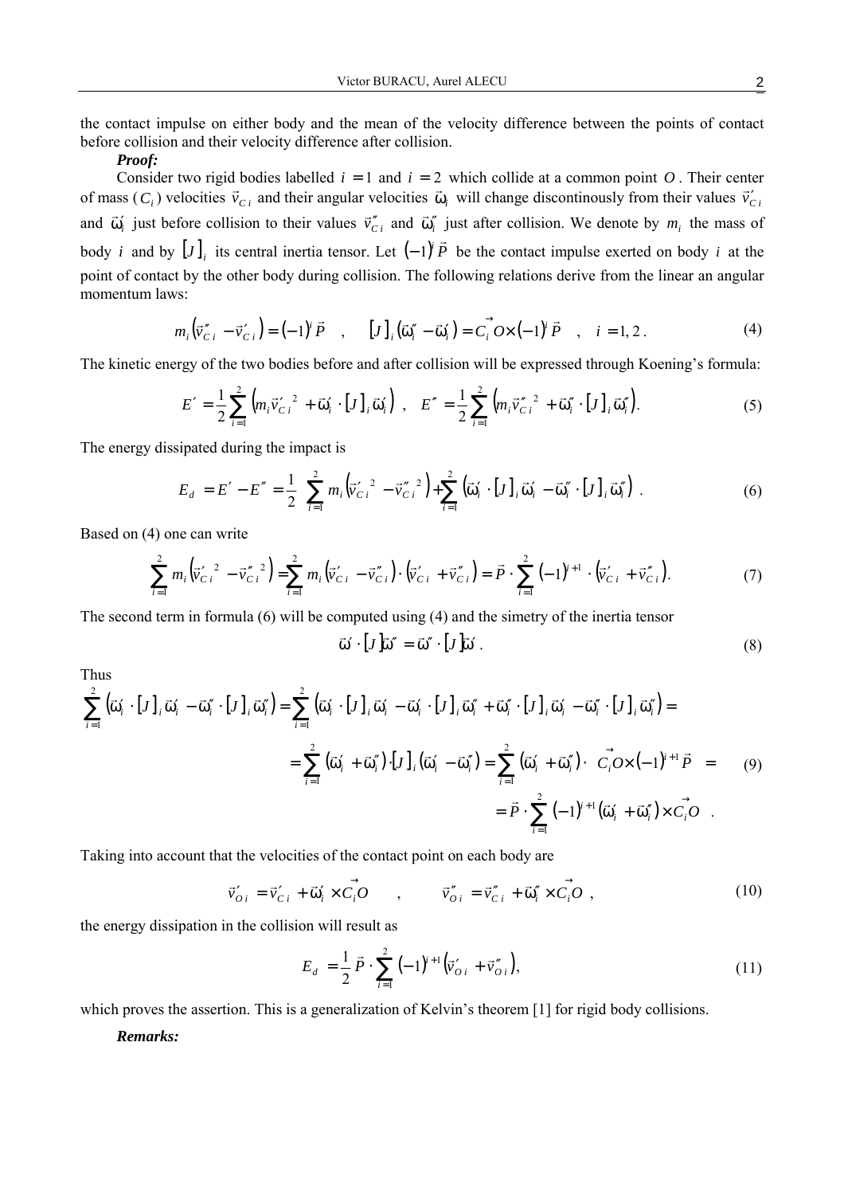the contact impulse on either body and the mean of the velocity difference between the points of contact before collision and their velocity difference after collision.

***Proof:***

Consider two rigid bodies labelled $i = 1$ and $i = 2$ which collide at a common point $O$. Their center of mass ($C_i$) velocities $\vec{v}_{C\,i}$ and their angular velocities $\vec{\omega}_i$ will change discontinously from their values $\vec{v}'_{C\,i}$ and $\vec{\omega}'_i$ just before collision to their values $\vec{v}''_{C\,i}$ and $\vec{\omega}''_i$ just after collision. We denote by $m_i$ the mass of body $i$ and by $[J]_i$ its central inertia tensor. Let $(-1)^i \vec{P}$ be the contact impulse exerted on body $i$ at the point of contact by the other body during collision. The following relations derive from the linear an angular momentum laws:

$$m_i\left(\vec{v}''_{C\,i} - \vec{v}'_{C\,i}\right) = (-1)^i \vec{P} \quad , \quad [J]_i\left(\vec{\omega}''_i - \vec{\omega}'_i\right) = \vec{C_i O} \times (-1)^i \vec{P} \quad , \quad i = 1, 2\,. \tag{4}$$

The kinetic energy of the two bodies before and after collision will be expressed through Koening's formula:

$$E' = \frac{1}{2}\sum_{i=1}^{2}\left(m_i \vec{v}'^{\,2}_{C\,i} + \vec{\omega}'_i \cdot [J]_i \vec{\omega}'_i\right) \ , \quad E'' = \frac{1}{2}\sum_{i=1}^{2}\left(m_i \vec{v}''^{\,2}_{C\,i} + \vec{\omega}''_i \cdot [J]_i \vec{\omega}''_i\right). \tag{5}$$

The energy dissipated during the impact is

$$E_d = E' - E'' = \frac{1}{2}\left[\sum_{i=1}^{2} m_i\left(\vec{v}'^{\,2}_{C\,i} - \vec{v}''^{\,2}_{C\,i}\right) + \sum_{i=1}^{2}\left(\vec{\omega}'_i \cdot [J]_i \vec{\omega}'_i - \vec{\omega}''_i \cdot [J]_i \vec{\omega}''_i\right)\right]. \tag{6}$$

Based on (4) one can write

$$\sum_{i=1}^{2} m_i\left(\vec{v}'^{\,2}_{C\,i} - \vec{v}''^{\,2}_{C\,i}\right) = \sum_{i=1}^{2} m_i\left(\vec{v}'_{C\,i} - \vec{v}''_{C\,i}\right)\cdot\left(\vec{v}'_{C\,i} + \vec{v}''_{C\,i}\right) = \vec{P}\cdot\sum_{i=1}^{2}(-1)^{i+1}\cdot\left(\vec{v}'_{C\,i} + \vec{v}''_{C\,i}\right). \tag{7}$$

The second term in formula (6) will be computed using (4) and the simetry of the inertia tensor

$$\vec{\omega}' \cdot [J]\vec{\omega}'' = \vec{\omega}'' \cdot [J]\vec{\omega}'\,. \tag{8}$$

Thus

$$\begin{aligned}
\sum_{i=1}^{2}\left(\vec{\omega}'_i \cdot [J]_i \vec{\omega}'_i - \vec{\omega}''_i \cdot [J]_i \vec{\omega}''_i\right) &= \sum_{i=1}^{2}\left(\vec{\omega}'_i \cdot [J]_i \vec{\omega}'_i - \vec{\omega}'_i \cdot [J]_i \vec{\omega}''_i + \vec{\omega}''_i \cdot [J]_i \vec{\omega}'_i - \vec{\omega}''_i \cdot [J]_i \vec{\omega}''_i\right) = \\
&= \sum_{i=1}^{2}\left(\vec{\omega}'_i + \vec{\omega}''_i\right)\cdot [J]_i\left(\vec{\omega}'_i - \vec{\omega}''_i\right) = \sum_{i=1}^{2}\left(\vec{\omega}'_i + \vec{\omega}''_i\right)\cdot\left[\vec{C_i O} \times (-1)^{i+1}\vec{P}\right] = \\
&= \vec{P}\cdot\sum_{i=1}^{2}(-1)^{i+1}\left(\vec{\omega}'_i + \vec{\omega}''_i\right)\times \vec{C_i O}\ .
\end{aligned} \tag{9}$$

Taking into account that the velocities of the contact point on each body are

$$\vec{v}'_{O\,i} = \vec{v}'_{C\,i} + \vec{\omega}'_i \times \vec{C_i O} \qquad , \qquad \vec{v}''_{O\,i} = \vec{v}''_{C\,i} + \vec{\omega}''_i \times \vec{C_i O}\ , \tag{10}$$

the energy dissipation in the collision will result as

$$E_d = \frac{1}{2}\,\vec{P}\cdot\sum_{i=1}^{2}(-1)^{i+1}\left(\vec{v}'_{O\,i} + \vec{v}''_{O\,i}\right), \tag{11}$$

which proves the assertion. This is a generalization of Kelvin's theorem [1] for rigid body collisions.

***Remarks:***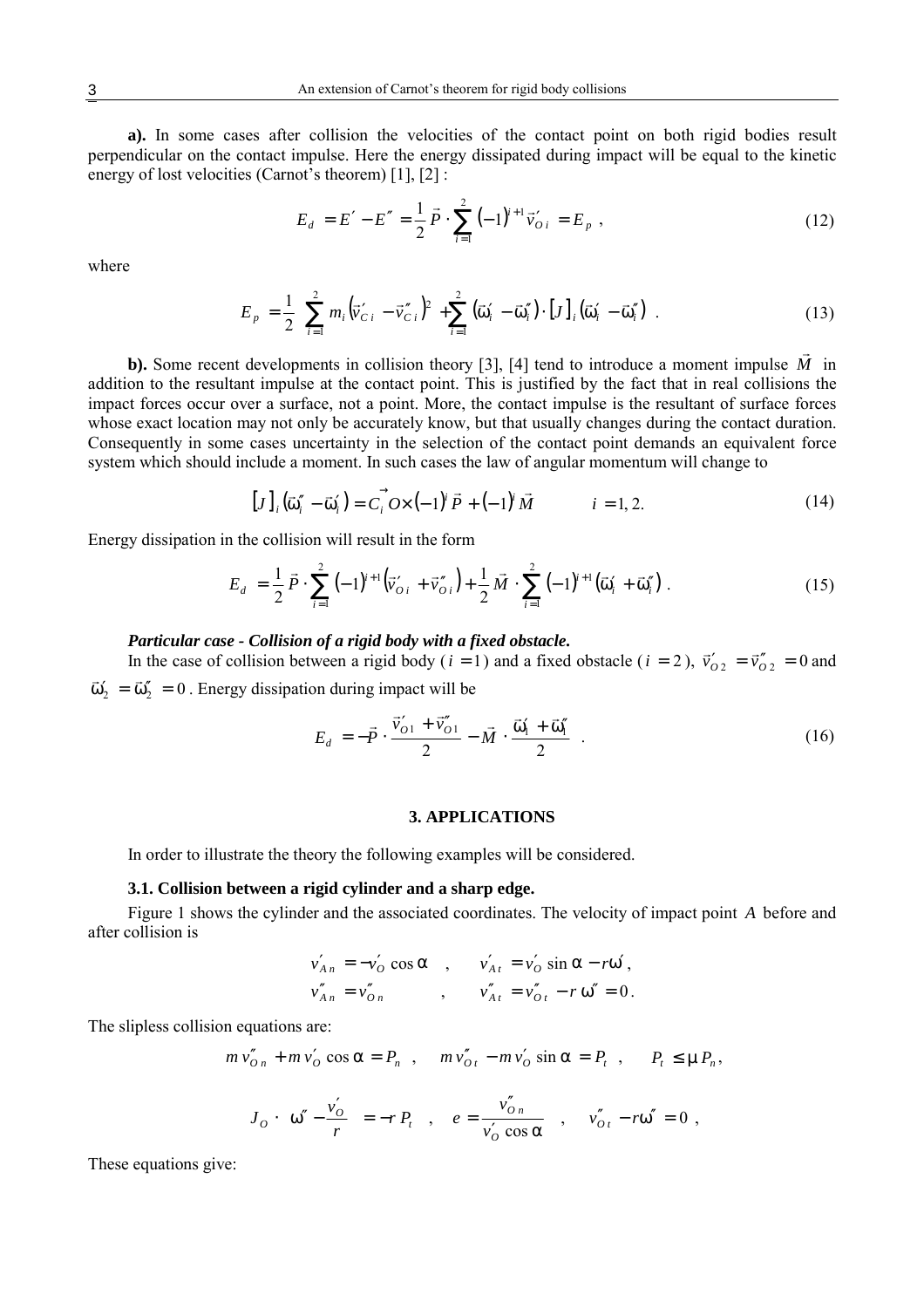**a).** In some cases after collision the velocities of the contact point on both rigid bodies result perpendicular on the contact impulse. Here the energy dissipated during impact will be equal to the kinetic energy of lost velocities (Carnot's theorem) [1], [2] :

$$E_d = E' - E'' = \frac{1}{2}\vec{P} \cdot \sum_{i=1}^{2} (-1)^{i+1} \vec{v}'_{O\,i} = E_p \ , \tag{12}$$

where

$$E_p = \frac{1}{2}\left[\sum_{i=1}^{2} m_i \left(\vec{v}'_{C\,i} - \vec{v}''_{C\,i}\right)^2 + \sum_{i=1}^{2} \left(\vec{\omega}'_i - \vec{\omega}''_i\right) \cdot [J]_i \left(\vec{\omega}'_i - \vec{\omega}''_i\right)\right] . \tag{13}$$

**b).** Some recent developments in collision theory [3], [4] tend to introduce a moment impulse $\vec{M}$ in addition to the resultant impulse at the contact point. This is justified by the fact that in real collisions the impact forces occur over a surface, not a point. More, the contact impulse is the resultant of surface forces whose exact location may not only be accurately know, but that usually changes during the contact duration. Consequently in some cases uncertainty in the selection of the contact point demands an equivalent force system which should include a moment. In such cases the law of angular momentum will change to

$$[J]_i \left(\vec{\omega}''_i - \vec{\omega}'_i\right) = \overrightarrow{C_i O} \times (-1)^i \vec{P} + (-1)^i \vec{M} \qquad i = 1, 2. \tag{14}$$

Energy dissipation in the collision will result in the form

$$E_d = \frac{1}{2}\vec{P} \cdot \sum_{i=1}^{2} (-1)^{i+1} \left(\vec{v}'_{O\,i} + \vec{v}''_{O\,i}\right) + \frac{1}{2}\vec{M} \cdot \sum_{i=1}^{2} (-1)^{i+1} \left(\vec{\omega}'_i + \vec{\omega}''_i\right) . \tag{15}$$

***Particular case - Collision of a rigid body with a fixed obstacle.***

In the case of collision between a rigid body ($i = 1$) and a fixed obstacle ($i = 2$), $\vec{v}'_{O\,2} = \vec{v}''_{O\,2} = 0$ and $\vec{\omega}'_2 = \vec{\omega}''_2 = 0$ . Energy dissipation during impact will be

$$E_d = -\vec{P} \cdot \frac{\vec{v}'_{O\,1} + \vec{v}''_{O\,1}}{2} - \vec{M} \cdot \frac{\vec{\omega}'_1 + \vec{\omega}''_1}{2} \ . \tag{16}$$

## 3. APPLICATIONS

In order to illustrate the theory the following examples will be considered.

### 3.1. Collision between a rigid cylinder and a sharp edge.

Figure 1 shows the cylinder and the associated coordinates. The velocity of impact point $A$ before and after collision is

$$v'_{A\,n} = -v'_O \cos\alpha \quad , \qquad v'_{A\,t} = v'_O \sin\alpha - r\omega' ,$$
$$v''_{A\,n} = v''_{O\,n} \qquad\quad , \qquad v''_{A\,t} = v''_{O\,t} - r\,\omega'' = 0 .$$

The slipless collision equations are:

$$m\,v''_{O\,n} + m\,v'_O \cos\alpha = P_n \ , \quad m v''_{O\,t} - m\,v'_O \sin\alpha = P_t \ , \quad P_t \le \mu P_n ,$$

$$J_O \cdot \left(\omega'' - \frac{v'_O}{r}\right) = -r\,P_t \ , \quad e = \frac{v''_{O\,n}}{v'_O \cos\alpha} \ , \quad v''_{O\,t} - r\omega'' = 0 \ ,$$

These equations give: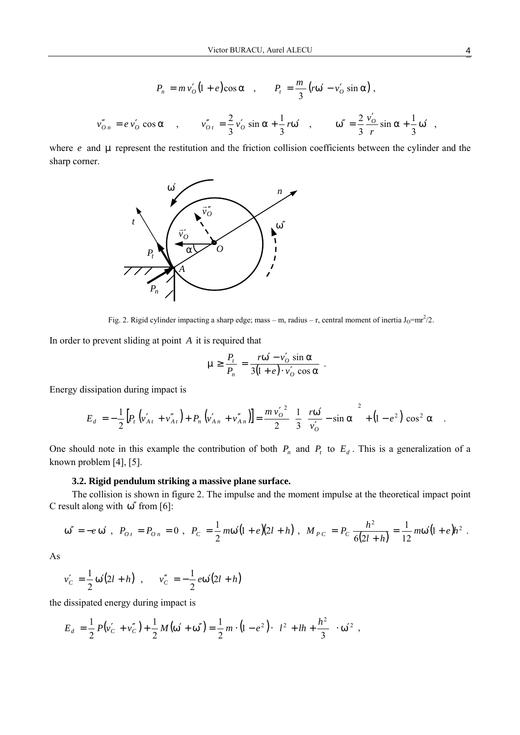$$P_n = m v'_O (1+e)\cos\alpha \quad , \qquad P_t = \frac{m}{3}\left(r\omega' - v'_O \sin\alpha\right) ,$$

$$v''_{O\,n} = e\, v'_O \cos\alpha \quad , \qquad v''_{O\,t} = \frac{2}{3} v'_O \sin\alpha + \frac{1}{3} r\omega' \quad , \qquad \omega'' = \frac{2}{3}\frac{v'_O}{r}\sin\alpha + \frac{1}{3}\omega' \quad ,$$

where $e$ and $\mu$ represent the restitution and the friction collision coefficients between the cylinder and the sharp corner.

Fig. 2. Rigid cylinder impacting a sharp edge; mass – m, radius – r, central moment of inertia $J_O = mr^2/2$.

In order to prevent sliding at point $A$ it is required that

$$\mu \geq \frac{P_t}{P_n} = \frac{r\omega' - v'_O \sin\alpha}{3(1+e)\cdot v'_O \cos\alpha} \; .$$

Energy dissipation during impact is

$$E_d = -\frac{1}{2}\left[P_t\left(v'_{A\,t} + v''_{A\,t}\right) + P_n\left(v'_{A\,n} + v''_{A\,n}\right)\right] = \frac{m\, v'^{\,2}_O}{2}\left[\frac{1}{3}\left(\frac{r\omega'}{v'_O} - \sin\alpha\right)^2 + \left(1-e^2\right)\cos^2\alpha\right] .$$

One should note in this example the contribution of both $P_n$ and $P_t$ to $E_d$. This is a generalization of a known problem [4], [5].

### 3.2. Rigid pendulum striking a massive plane surface.

The collision is shown in figure 2. The impulse and the moment impulse at the theoretical impact point C result along with $\omega''$ from [6]:

$$\omega'' = -e\,\omega' \; , \;\; P_{O\,t} = P_{O\,n} = 0 \; , \;\; P_C = \frac{1}{2} m\omega'(1+e)(2l+h) \; , \;\; M_{P\,C} = P_C \frac{h^2}{6(2l+h)} = \frac{1}{12} m\omega'(1+e)h^2 \; .$$

As

$$v'_C = \frac{1}{2}\omega'(2l+h) \quad , \qquad v''_C = -\frac{1}{2} e\omega'(2l+h)$$

the dissipated energy during impact is

$$E_d = \frac{1}{2} P\left(v'_C + v''_C\right) + \frac{1}{2} M\left(\omega' + \omega''\right) = \frac{1}{2} m \cdot \left(1-e^2\right)\cdot\left(l^2 + lh + \frac{h^2}{3}\right)\cdot \omega'^2 \; ,$$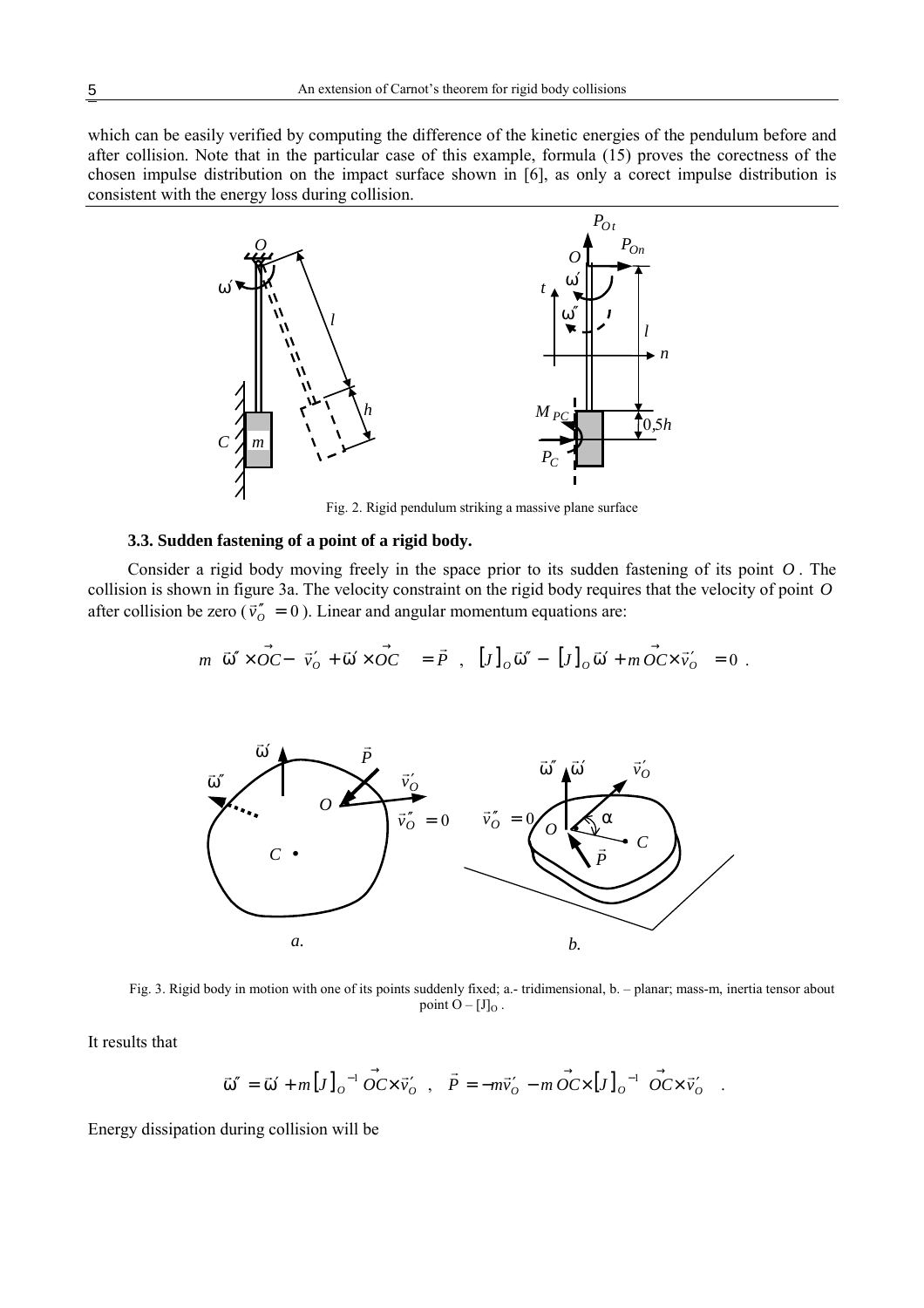which can be easily verified by computing the difference of the kinetic energies of the pendulum before and after collision. Note that in the particular case of this example, formula (15) proves the corectness of the chosen impulse distribution on the impact surface shown in [6], as only a corect impulse distribution is consistent with the energy loss during collision.

Fig. 2. Rigid pendulum striking a massive plane surface

### 3.3. Sudden fastening of a point of a rigid body.

Consider a rigid body moving freely in the space prior to its sudden fastening of its point $O$. The collision is shown in figure 3a. The velocity constraint on the rigid body requires that the velocity of point $O$ after collision be zero ($\vec{v}_O'' = 0$). Linear and angular momentum equations are:

$$m\left[\vec{\omega}'' \times \vec{OC} - \left(\vec{v}_O' + \vec{\omega}' \times \vec{OC}\right)\right] = \vec{P} \;\; , \;\; [J]_O \vec{\omega}'' - [J]_O \vec{\omega}' + m\,\vec{OC} \times \vec{v}_O' = 0 \; .$$

Fig. 3. Rigid body in motion with one of its points suddenly fixed; a.- tridimensional, b. – planar; mass-m, inertia tensor about point O – $[J]_O$.

It results that

$$\vec{\omega}'' = \vec{\omega}' + m[J]_O^{-1}\left(\vec{OC} \times \vec{v}_O'\right) \;\; , \;\; \vec{P} = -m\vec{v}_O' - m\,\vec{OC} \times [J]_O^{-1}\left(\vec{OC} \times \vec{v}_O'\right) \; .$$

Energy dissipation during collision will be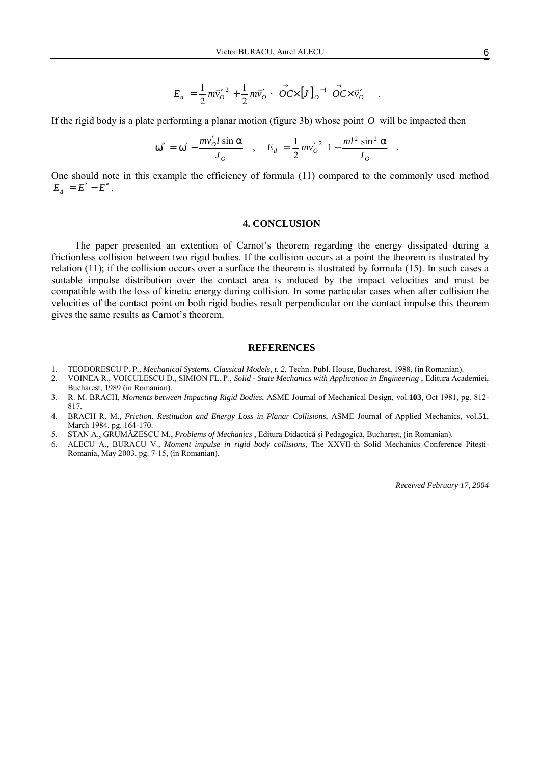$$E_d = \frac{1}{2} m \vec{v}_O'^{\,2} + \frac{1}{2} m \vec{v}_O' \cdot \left( \vec{OC} \times [J]_O^{-1} \left( \vec{OC} \times \vec{v}_O' \right) \right) .$$

If the rigid body is a plate performing a planar motion (figure 3b) whose point $O$ will be impacted then

$$\omega'' = \omega' - \frac{m v_O' l \sin \alpha}{J_O} \quad , \quad E_d = \frac{1}{2} m v_O'^{\,2} \left( 1 - \frac{m l^2 \sin^2 \alpha}{J_O} \right) .$$

One should note in this example the efficiency of formula (11) compared to the commonly used method $E_d = E' - E''$.

## 4. CONCLUSION

The paper presented an extention of Carnot's theorem regarding the energy dissipated during a frictionless collision between two rigid bodies. If the collision occurs at a point the theorem is ilustrated by relation (11); if the collision occurs over a surface the theorem is ilustrated by formula (15). In such cases a suitable impulse distribution over the contact area is induced by the impact velocities and must be compatible with the loss of kinetic energy during collision. In some particular cases when after collision the velocities of the contact point on both rigid bodies result perpendicular on the contact impulse this theorem gives the same results as Carnot's theorem.

## REFERENCES

1. TEODORESCU P. P., *Mechanical Systems. Classical Models, t. 2*, Techn. Publ. House, Bucharest, 1988, (in Romanian).
2. VOINEA R., VOICULESCU D., SIMION FL. P., *Solid - State Mechanics with Application in Engineering* , Editura Academiei, Bucharest, 1989 (in Romanian).
3. R. M. BRACH, *Moments between Impacting Rigid Bodies*, ASME Journal of Mechanical Design, vol.**103**, Oct 1981, pg. 812-817.
4. BRACH R. M., *Friction. Restitution and Energy Loss in Planar Collisions*, ASME Journal of Applied Mechanics, vol.**51**, March 1984, pg. 164-170.
5. STAN A., GRUMĂZESCU M., *Problems of Mechanics* , Editura Didactică şi Pedagogică, Bucharest, (in Romanian).
6. ALECU A., BURACU V., *Moment impulse in rigid body collisions*, The XXVII-th Solid Mechanics Conference Piteşti-Romania, May 2003, pg. 7-15, (in Romanian).

*Received February 17, 2004*